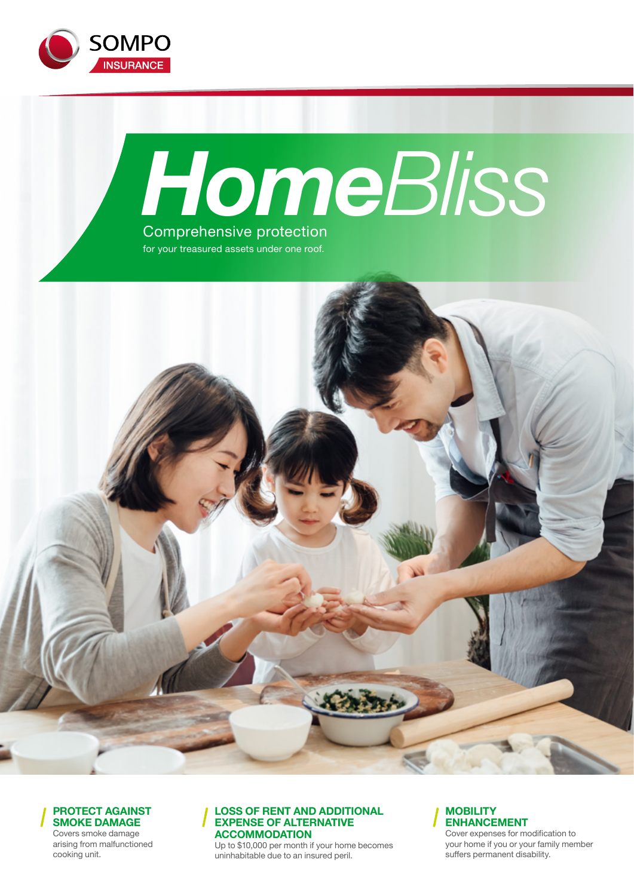SOMPO INSURANCE

# HomeBliss

## Comprehensive protection

for your treasured assets under one roof.

### PROTECT AGAINST SMOKE DAMAGE

Covers smoke damage arising from malfunctioned cooking unit.

### LOSS OF RENT AND ADDITIONAL EXPENSE OF ALTERNATIVE ACCOMMODATION

Up to $10,000 per month if your home becomes uninhabitable due to an insured peril.

### MOBILITY ENHANCEMENT

Cover expenses for modification to your home if you or your family member suffers permanent disability.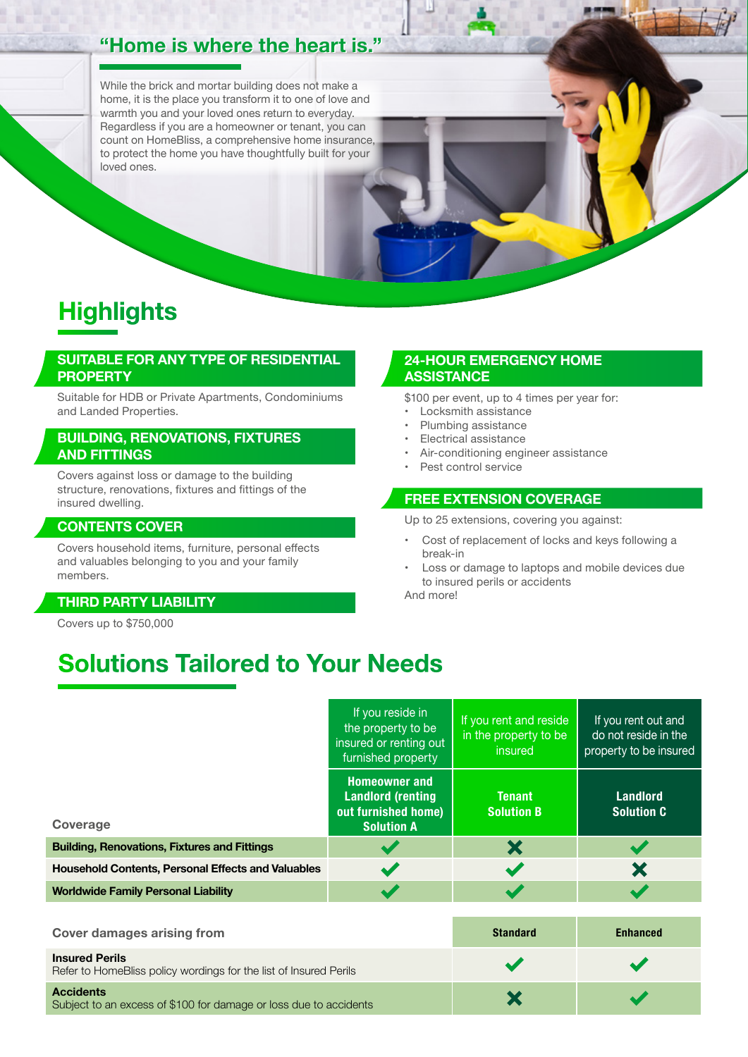## "Home is where the heart is."

While the brick and mortar building does not make a home, it is the place you transform it to one of love and warmth you and your loved ones return to everyday. Regardless if you are a homeowner or tenant, you can count on HomeBliss, a comprehensive home insurance, to protect the home you have thoughtfully built for your loved ones.

# Highlights

### SUITABLE FOR ANY TYPE OF RESIDENTIAL PROPERTY

Suitable for HDB or Private Apartments, Condominiums and Landed Properties.

### BUILDING, RENOVATIONS, FIXTURES AND FITTINGS

Covers against loss or damage to the building structure, renovations, fixtures and fittings of the insured dwelling.

### CONTENTS COVER

Covers household items, furniture, personal effects and valuables belonging to you and your family members.

### THIRD PARTY LIABILITY

Covers up to $750,000

### 24-HOUR EMERGENCY HOME ASSISTANCE

$100 per event, up to 4 times per year for:

- Locksmith assistance
- Plumbing assistance
- Electrical assistance
- Air-conditioning engineer assistance
- Pest control service

### FREE EXTENSION COVERAGE

Up to 25 extensions, covering you against:

- Cost of replacement of locks and keys following a break-in
- Loss or damage to laptops and mobile devices due to insured perils or accidents

And more!

# Solutions Tailored to Your Needs

| | If you reside in the property to be insured or renting out furnished property | If you rent and reside in the property to be insured | If you rent out and do not reside in the property to be insured |
|---|---|---|---|
| **Coverage** | **Homeowner and Landlord (renting out furnished home) Solution A** | **Tenant Solution B** | **Landlord Solution C** |
| **Building, Renovations, Fixtures and Fittings** | ✓ | ✗ | ✓ |
| **Household Contents, Personal Effects and Valuables** | ✓ | ✓ | ✗ |
| **Worldwide Family Personal Liability** | ✓ | ✓ | ✓ |

| Cover damages arising from | Standard | Enhanced |
|---|---|---|
| **Insured Perils**<br>Refer to HomeBliss policy wordings for the list of Insured Perils | ✓ | ✓ |
| **Accidents**<br>Subject to an excess of $100 for damage or loss due to accidents | ✗ | ✓ |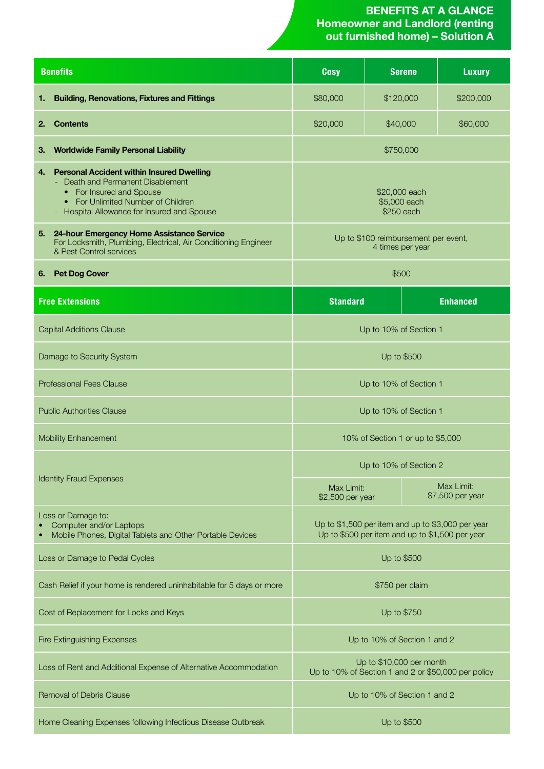# BENEFITS AT A GLANCE
## Homeowner and Landlord (renting out furnished home) – Solution A

| Benefits | Cosy | Serene | Luxury |
|---|---|---|---|
| **1. Building, Renovations, Fixtures and Fittings** | $80,000 | $120,000 | $200,000 |
| **2. Contents** | $20,000 | $40,000 | $60,000 |
| **3. Worldwide Family Personal Liability** | $750,000 | | |
| **4. Personal Accident within Insured Dwelling**<br>- Death and Permanent Disablement<br>• For Insured and Spouse<br>• For Unlimited Number of Children<br>- Hospital Allowance for Insured and Spouse | $20,000 each<br>$5,000 each<br>$250 each | | |
| **5. 24-hour Emergency Home Assistance Service**<br>For Locksmith, Plumbing, Electrical, Air Conditioning Engineer & Pest Control services | Up to $100 reimbursement per event, 4 times per year | | |
| **6. Pet Dog Cover** | $500 | | |

| Free Extensions | Standard | Enhanced |
|---|---|---|
| Capital Additions Clause | Up to 10% of Section 1 | |
| Damage to Security System | Up to $500 | |
| Professional Fees Clause | Up to 10% of Section 1 | |
| Public Authorities Clause | Up to 10% of Section 1 | |
| Mobility Enhancement | 10% of Section 1 or up to $5,000 | |
| Identity Fraud Expenses | Up to 10% of Section 2 | |
| | Max Limit: $2,500 per year | Max Limit: $7,500 per year |
| Loss or Damage to:<br>• Computer and/or Laptops<br>• Mobile Phones, Digital Tablets and Other Portable Devices | Up to $1,500 per item and up to $3,000 per year<br>Up to $500 per item and up to $1,500 per year | |
| Loss or Damage to Pedal Cycles | Up to $500 | |
| Cash Relief if your home is rendered uninhabitable for 5 days or more | $750 per claim | |
| Cost of Replacement for Locks and Keys | Up to $750 | |
| Fire Extinguishing Expenses | Up to 10% of Section 1 and 2 | |
| Loss of Rent and Additional Expense of Alternative Accommodation | Up to $10,000 per month<br>Up to 10% of Section 1 and 2 or $50,000 per policy | |
| Removal of Debris Clause | Up to 10% of Section 1 and 2 | |
| Home Cleaning Expenses following Infectious Disease Outbreak | Up to $500 | |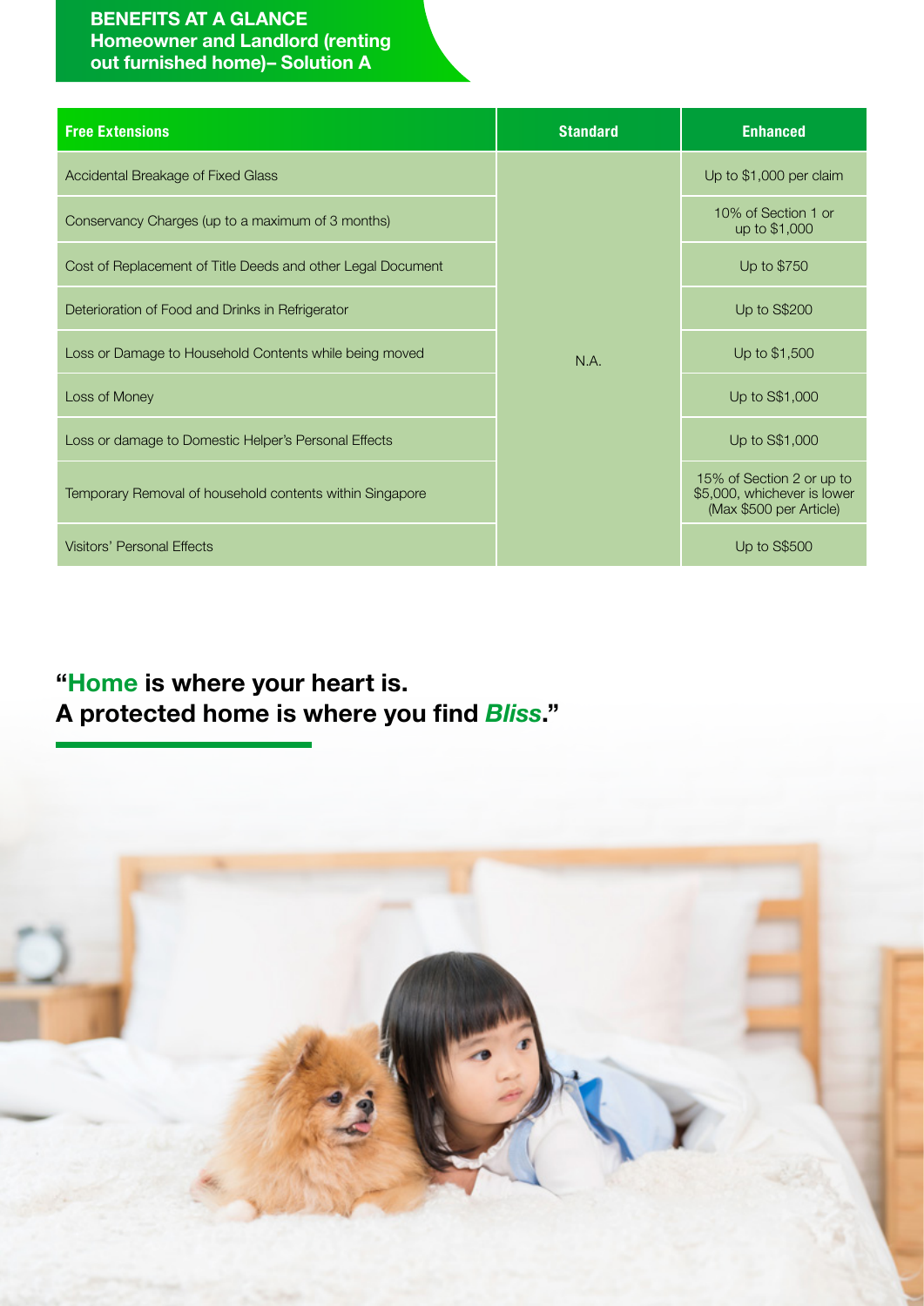## BENEFITS AT A GLANCE
**Homeowner and Landlord (renting out furnished home)– Solution A**

| Free Extensions | Standard | Enhanced |
| --- | --- | --- |
| Accidental Breakage of Fixed Glass | N.A. | Up to $1,000 per claim |
| Conservancy Charges (up to a maximum of 3 months) | N.A. | 10% of Section 1 or up to $1,000 |
| Cost of Replacement of Title Deeds and other Legal Document | N.A. | Up to $750 |
| Deterioration of Food and Drinks in Refrigerator | N.A. | Up to S$200 |
| Loss or Damage to Household Contents while being moved | N.A. | Up to $1,500 |
| Loss of Money | N.A. | Up to S$1,000 |
| Loss or damage to Domestic Helper's Personal Effects | N.A. | Up to S$1,000 |
| Temporary Removal of household contents within Singapore | N.A. | 15% of Section 2 or up to $5,000, whichever is lower (Max $500 per Article) |
| Visitors' Personal Effects | N.A. | Up to S$500 |

**"Home is where your heart is.**
**A protected home is where you find *Bliss*."**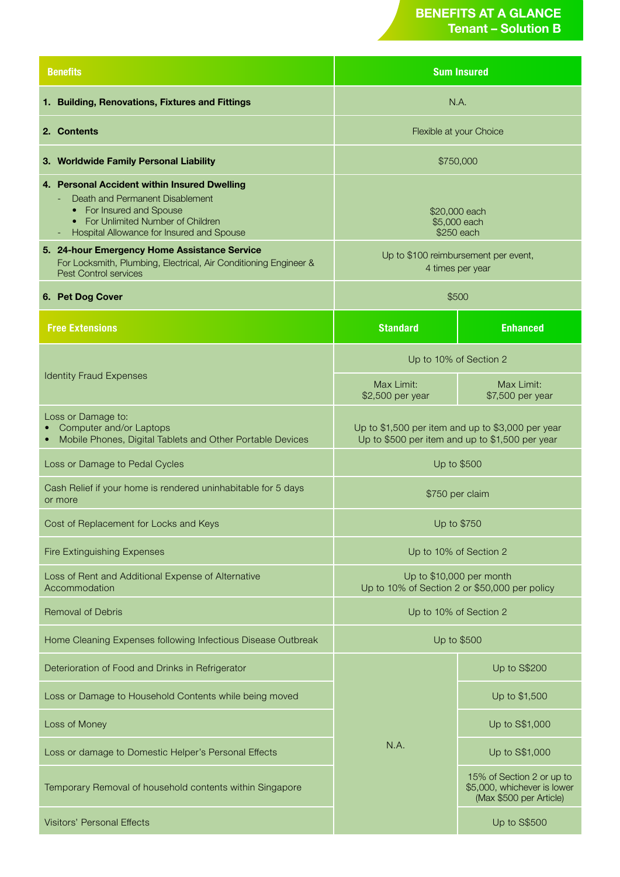# BENEFITS AT A GLANCE
## Tenant – Solution B

| Benefits | Sum Insured |
|---|---|
| **1. Building, Renovations, Fixtures and Fittings** | N.A. |
| **2. Contents** | Flexible at your Choice |
| **3. Worldwide Family Personal Liability** | $750,000 |
| **4. Personal Accident within Insured Dwelling**<br>- Death and Permanent Disablement<br>• For Insured and Spouse<br>• For Unlimited Number of Children<br>- Hospital Allowance for Insured and Spouse | <br><br>$20,000 each<br>$5,000 each<br>$250 each |
| **5. 24-hour Emergency Home Assistance Service**<br>For Locksmith, Plumbing, Electrical, Air Conditioning Engineer & Pest Control services | Up to $100 reimbursement per event, 4 times per year |
| **6. Pet Dog Cover** | $500 |

| Free Extensions | Standard | Enhanced |
|---|---|---|
| Identity Fraud Expenses | Up to 10% of Section 2 | |
| | Max Limit: $2,500 per year | Max Limit: $7,500 per year |
| Loss or Damage to:<br>• Computer and/or Laptops<br>• Mobile Phones, Digital Tablets and Other Portable Devices | <br>Up to $1,500 per item and up to $3,000 per year<br>Up to $500 per item and up to $1,500 per year | |
| Loss or Damage to Pedal Cycles | Up to $500 | |
| Cash Relief if your home is rendered uninhabitable for 5 days or more | $750 per claim | |
| Cost of Replacement for Locks and Keys | Up to $750 | |
| Fire Extinguishing Expenses | Up to 10% of Section 2 | |
| Loss of Rent and Additional Expense of Alternative Accommodation | Up to $10,000 per month<br>Up to 10% of Section 2 or $50,000 per policy | |
| Removal of Debris | Up to 10% of Section 2 | |
| Home Cleaning Expenses following Infectious Disease Outbreak | Up to $500 | |
| Deterioration of Food and Drinks in Refrigerator | N.A. | Up to S$200 |
| Loss or Damage to Household Contents while being moved | N.A. | Up to $1,500 |
| Loss of Money | N.A. | Up to S$1,000 |
| Loss or damage to Domestic Helper's Personal Effects | N.A. | Up to S$1,000 |
| Temporary Removal of household contents within Singapore | N.A. | 15% of Section 2 or up to $5,000, whichever is lower (Max $500 per Article) |
| Visitors' Personal Effects | N.A. | Up to S$500 |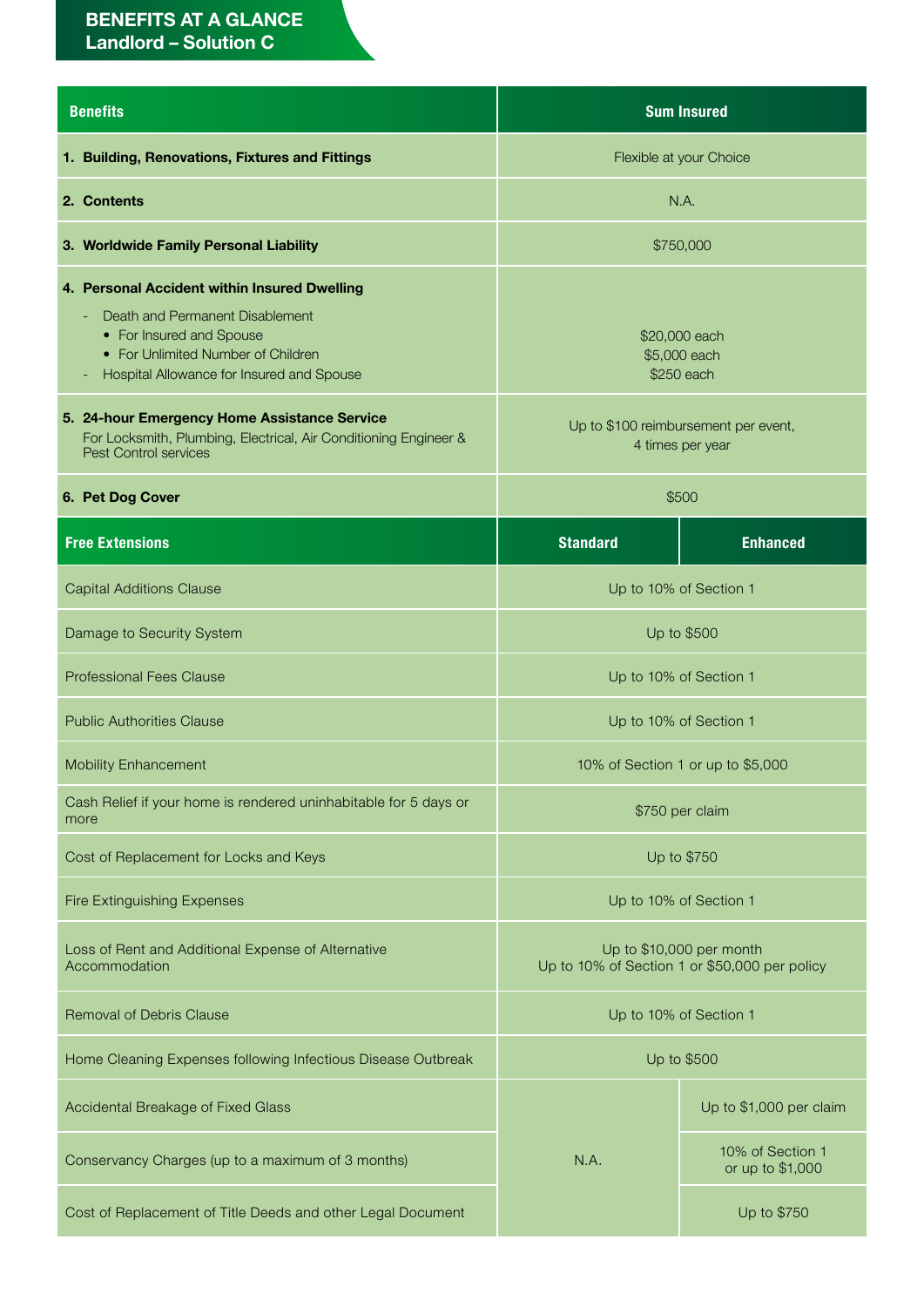## BENEFITS AT A GLANCE
## Landlord – Solution C

| Benefits | Sum Insured | |
|---|---|---|
| **1. Building, Renovations, Fixtures and Fittings** | Flexible at your Choice | |
| **2. Contents** | N.A. | |
| **3. Worldwide Family Personal Liability** | $750,000 | |
| **4. Personal Accident within Insured Dwelling**<br>- Death and Permanent Disablement<br>• For Insured and Spouse<br>• For Unlimited Number of Children<br>- Hospital Allowance for Insured and Spouse | <br><br>$20,000 each<br>$5,000 each<br>$250 each | |
| **5. 24-hour Emergency Home Assistance Service**<br>For Locksmith, Plumbing, Electrical, Air Conditioning Engineer & Pest Control services | Up to $100 reimbursement per event, 4 times per year | |
| **6. Pet Dog Cover** | $500 | |
| **Free Extensions** | **Standard** | **Enhanced** |
| Capital Additions Clause | Up to 10% of Section 1 | |
| Damage to Security System | Up to $500 | |
| Professional Fees Clause | Up to 10% of Section 1 | |
| Public Authorities Clause | Up to 10% of Section 1 | |
| Mobility Enhancement | 10% of Section 1 or up to $5,000 | |
| Cash Relief if your home is rendered uninhabitable for 5 days or more | $750 per claim | |
| Cost of Replacement for Locks and Keys | Up to $750 | |
| Fire Extinguishing Expenses | Up to 10% of Section 1 | |
| Loss of Rent and Additional Expense of Alternative Accommodation | Up to $10,000 per month<br>Up to 10% of Section 1 or $50,000 per policy | |
| Removal of Debris Clause | Up to 10% of Section 1 | |
| Home Cleaning Expenses following Infectious Disease Outbreak | Up to $500 | |
| Accidental Breakage of Fixed Glass | N.A. | Up to $1,000 per claim |
| Conservancy Charges (up to a maximum of 3 months) | N.A. | 10% of Section 1 or up to $1,000 |
| Cost of Replacement of Title Deeds and other Legal Document | N.A. | Up to $750 |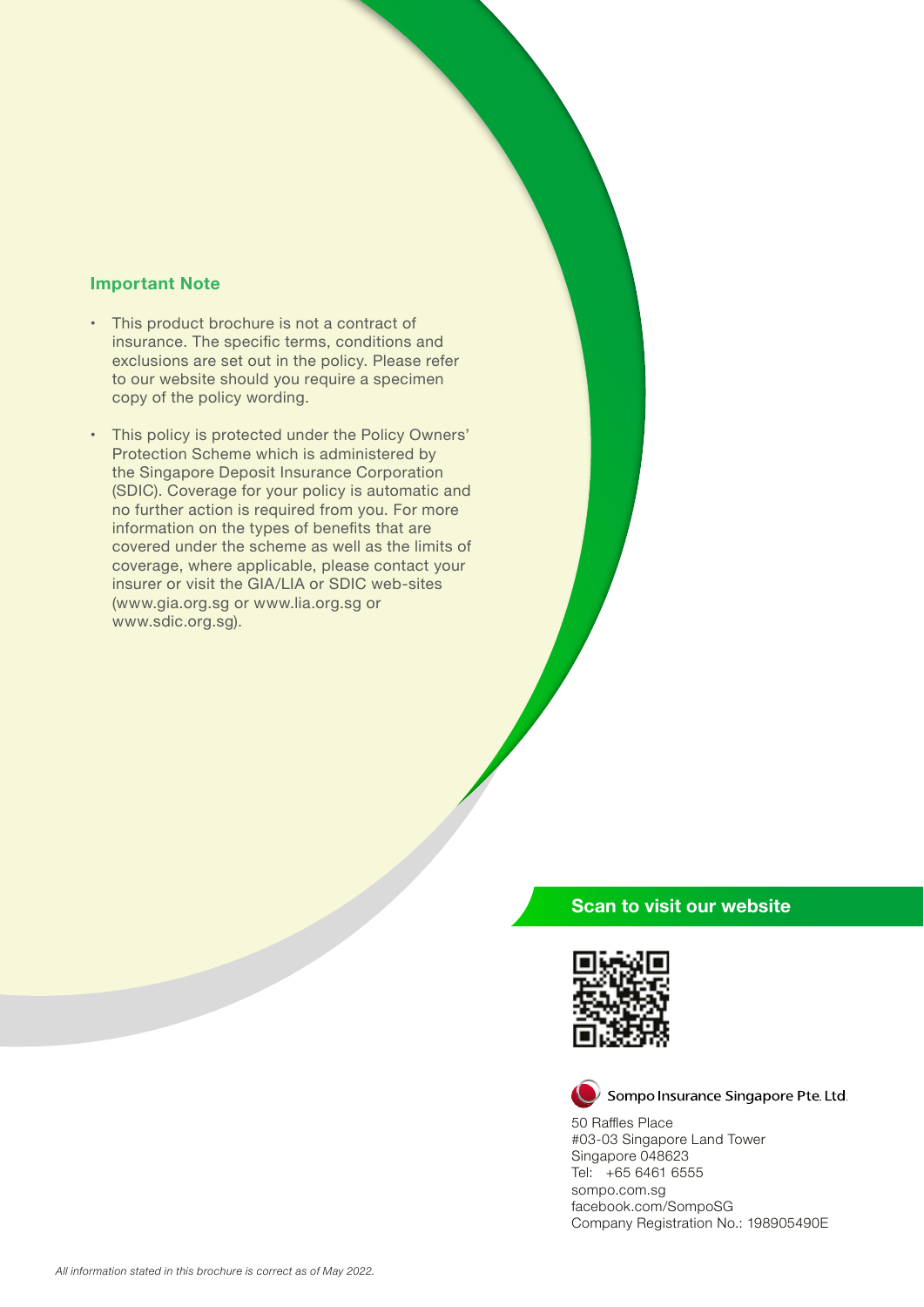## Important Note

- This product brochure is not a contract of insurance. The specific terms, conditions and exclusions are set out in the policy. Please refer to our website should you require a specimen copy of the policy wording.
- This policy is protected under the Policy Owners' Protection Scheme which is administered by the Singapore Deposit Insurance Corporation (SDIC). Coverage for your policy is automatic and no further action is required from you. For more information on the types of benefits that are covered under the scheme as well as the limits of coverage, where applicable, please contact your insurer or visit the GIA/LIA or SDIC web-sites (www.gia.org.sg or www.lia.org.sg or www.sdic.org.sg).

**Scan to visit our website**

Sompo Insurance Singapore Pte. Ltd.

50 Raffles Place
#03-03 Singapore Land Tower
Singapore 048623
Tel: +65 6461 6555
sompo.com.sg
facebook.com/SompoSG
Company Registration No.: 198905490E

*All information stated in this brochure is correct as of May 2022.*